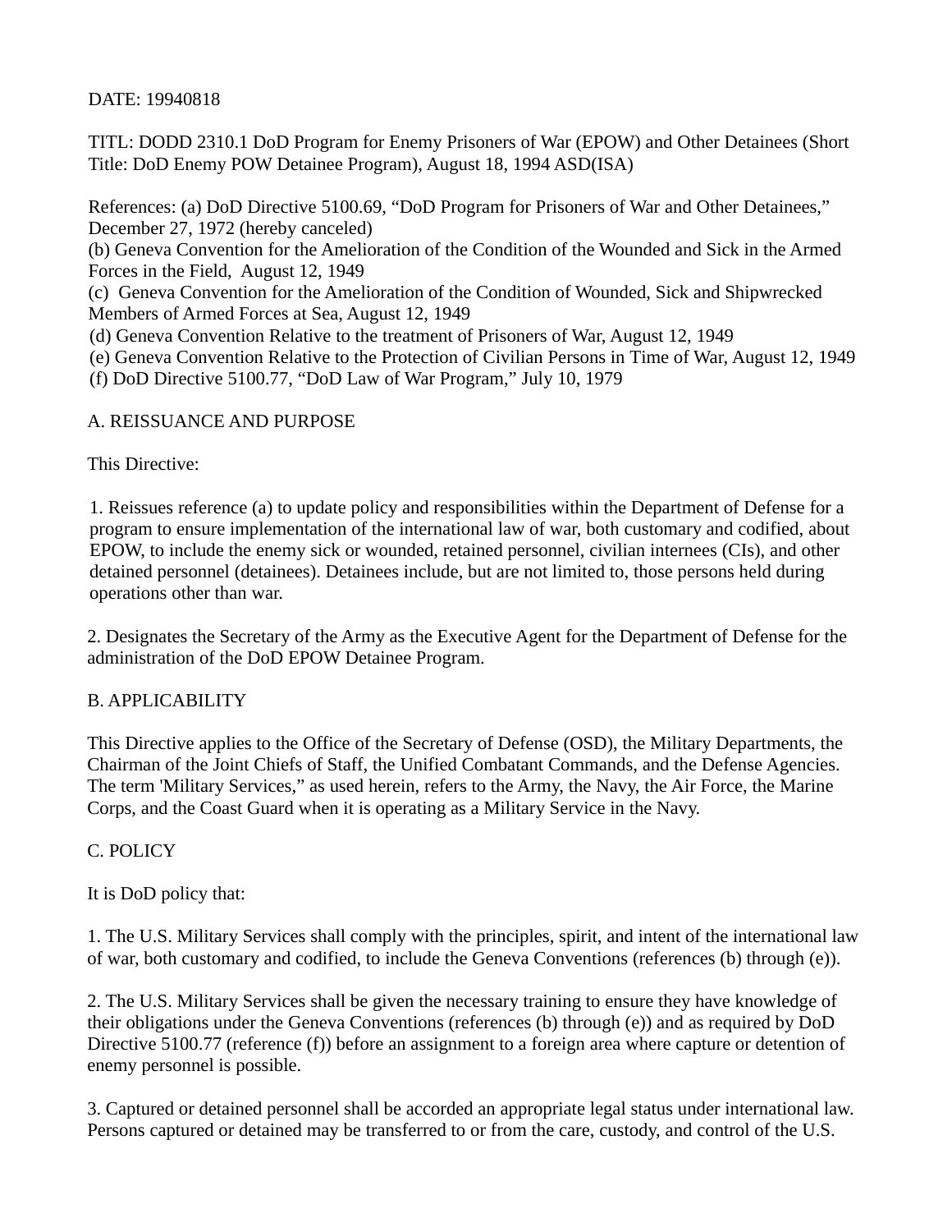DATE: 19940818

TITL: DODD 2310.1 DoD Program for Enemy Prisoners of War (EPOW) and Other Detainees (Short Title: DoD Enemy POW Detainee Program), August 18, 1994 ASD(ISA)

References: (a) DoD Directive 5100.69, "DoD Program for Prisoners of War and Other Detainees," December 27, 1972 (hereby canceled)
(b) Geneva Convention for the Amelioration of the Condition of the Wounded and Sick in the Armed Forces in the Field, August 12, 1949
(c) Geneva Convention for the Amelioration of the Condition of Wounded, Sick and Shipwrecked Members of Armed Forces at Sea, August 12, 1949
(d) Geneva Convention Relative to the treatment of Prisoners of War, August 12, 1949
(e) Geneva Convention Relative to the Protection of Civilian Persons in Time of War, August 12, 1949
(f) DoD Directive 5100.77, "DoD Law of War Program," July 10, 1979

## A. REISSUANCE AND PURPOSE

This Directive:

1. Reissues reference (a) to update policy and responsibilities within the Department of Defense for a program to ensure implementation of the international law of war, both customary and codified, about EPOW, to include the enemy sick or wounded, retained personnel, civilian internees (CIs), and other detained personnel (detainees). Detainees include, but are not limited to, those persons held during operations other than war.

2. Designates the Secretary of the Army as the Executive Agent for the Department of Defense for the administration of the DoD EPOW Detainee Program.

## B. APPLICABILITY

This Directive applies to the Office of the Secretary of Defense (OSD), the Military Departments, the Chairman of the Joint Chiefs of Staff, the Unified Combatant Commands, and the Defense Agencies. The term 'Military Services," as used herein, refers to the Army, the Navy, the Air Force, the Marine Corps, and the Coast Guard when it is operating as a Military Service in the Navy.

## C. POLICY

It is DoD policy that:

1. The U.S. Military Services shall comply with the principles, spirit, and intent of the international law of war, both customary and codified, to include the Geneva Conventions (references (b) through (e)).

2. The U.S. Military Services shall be given the necessary training to ensure they have knowledge of their obligations under the Geneva Conventions (references (b) through (e)) and as required by DoD Directive 5100.77 (reference (f)) before an assignment to a foreign area where capture or detention of enemy personnel is possible.

3. Captured or detained personnel shall be accorded an appropriate legal status under international law. Persons captured or detained may be transferred to or from the care, custody, and control of the U.S.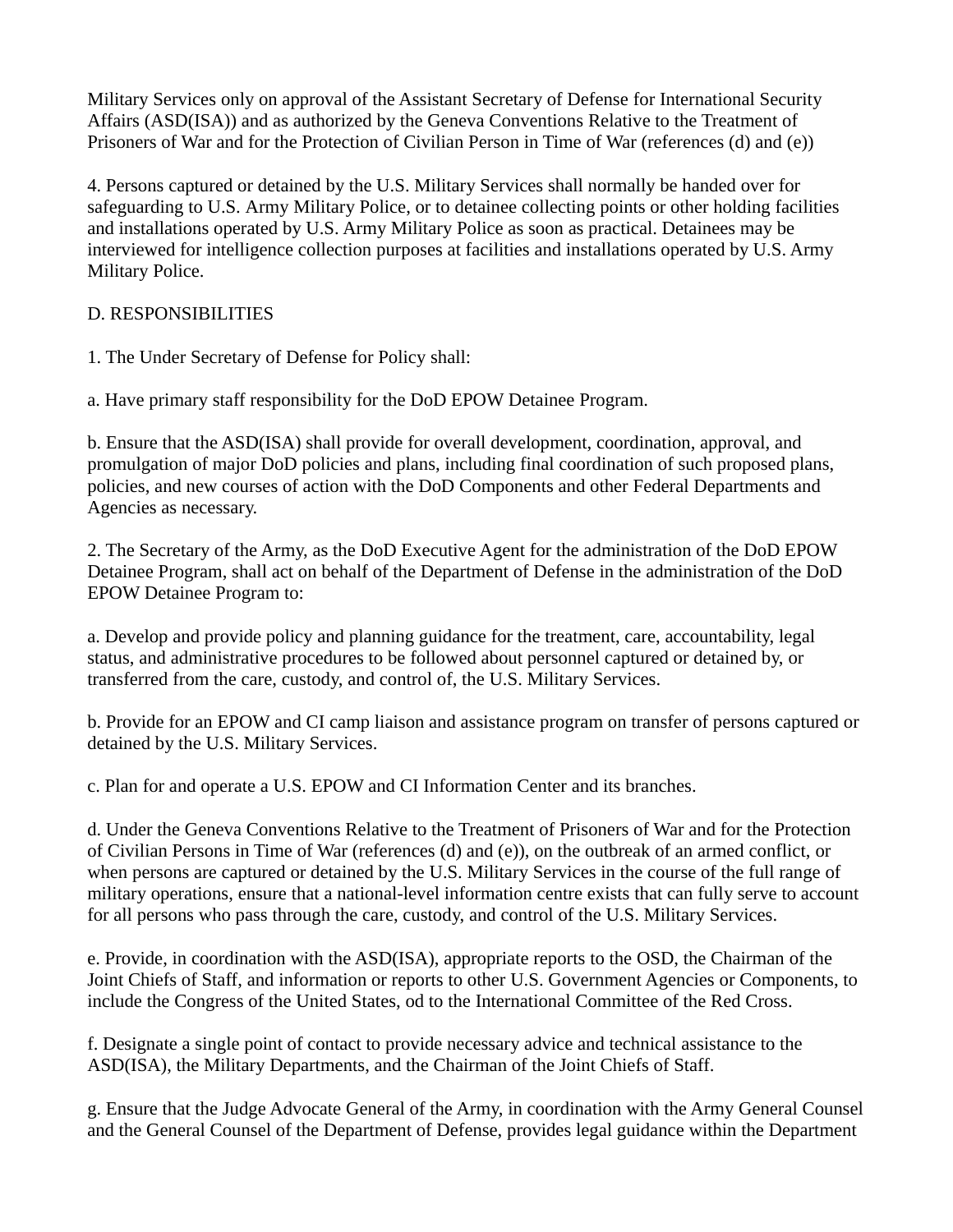Military Services only on approval of the Assistant Secretary of Defense for International Security Affairs (ASD(ISA)) and as authorized by the Geneva Conventions Relative to the Treatment of Prisoners of War and for the Protection of Civilian Person in Time of War (references (d) and (e))

4. Persons captured or detained by the U.S. Military Services shall normally be handed over for safeguarding to U.S. Army Military Police, or to detainee collecting points or other holding facilities and installations operated by U.S. Army Military Police as soon as practical. Detainees may be interviewed for intelligence collection purposes at facilities and installations operated by U.S. Army Military Police.

D. RESPONSIBILITIES

1. The Under Secretary of Defense for Policy shall:

a. Have primary staff responsibility for the DoD EPOW Detainee Program.

b. Ensure that the ASD(ISA) shall provide for overall development, coordination, approval, and promulgation of major DoD policies and plans, including final coordination of such proposed plans, policies, and new courses of action with the DoD Components and other Federal Departments and Agencies as necessary.

2. The Secretary of the Army, as the DoD Executive Agent for the administration of the DoD EPOW Detainee Program, shall act on behalf of the Department of Defense in the administration of the DoD EPOW Detainee Program to:

a. Develop and provide policy and planning guidance for the treatment, care, accountability, legal status, and administrative procedures to be followed about personnel captured or detained by, or transferred from the care, custody, and control of, the U.S. Military Services.

b. Provide for an EPOW and CI camp liaison and assistance program on transfer of persons captured or detained by the U.S. Military Services.

c. Plan for and operate a U.S. EPOW and CI Information Center and its branches.

d. Under the Geneva Conventions Relative to the Treatment of Prisoners of War and for the Protection of Civilian Persons in Time of War (references (d) and (e)), on the outbreak of an armed conflict, or when persons are captured or detained by the U.S. Military Services in the course of the full range of military operations, ensure that a national-level information centre exists that can fully serve to account for all persons who pass through the care, custody, and control of the U.S. Military Services.

e. Provide, in coordination with the ASD(ISA), appropriate reports to the OSD, the Chairman of the Joint Chiefs of Staff, and information or reports to other U.S. Government Agencies or Components, to include the Congress of the United States, od to the International Committee of the Red Cross.

f. Designate a single point of contact to provide necessary advice and technical assistance to the ASD(ISA), the Military Departments, and the Chairman of the Joint Chiefs of Staff.

g. Ensure that the Judge Advocate General of the Army, in coordination with the Army General Counsel and the General Counsel of the Department of Defense, provides legal guidance within the Department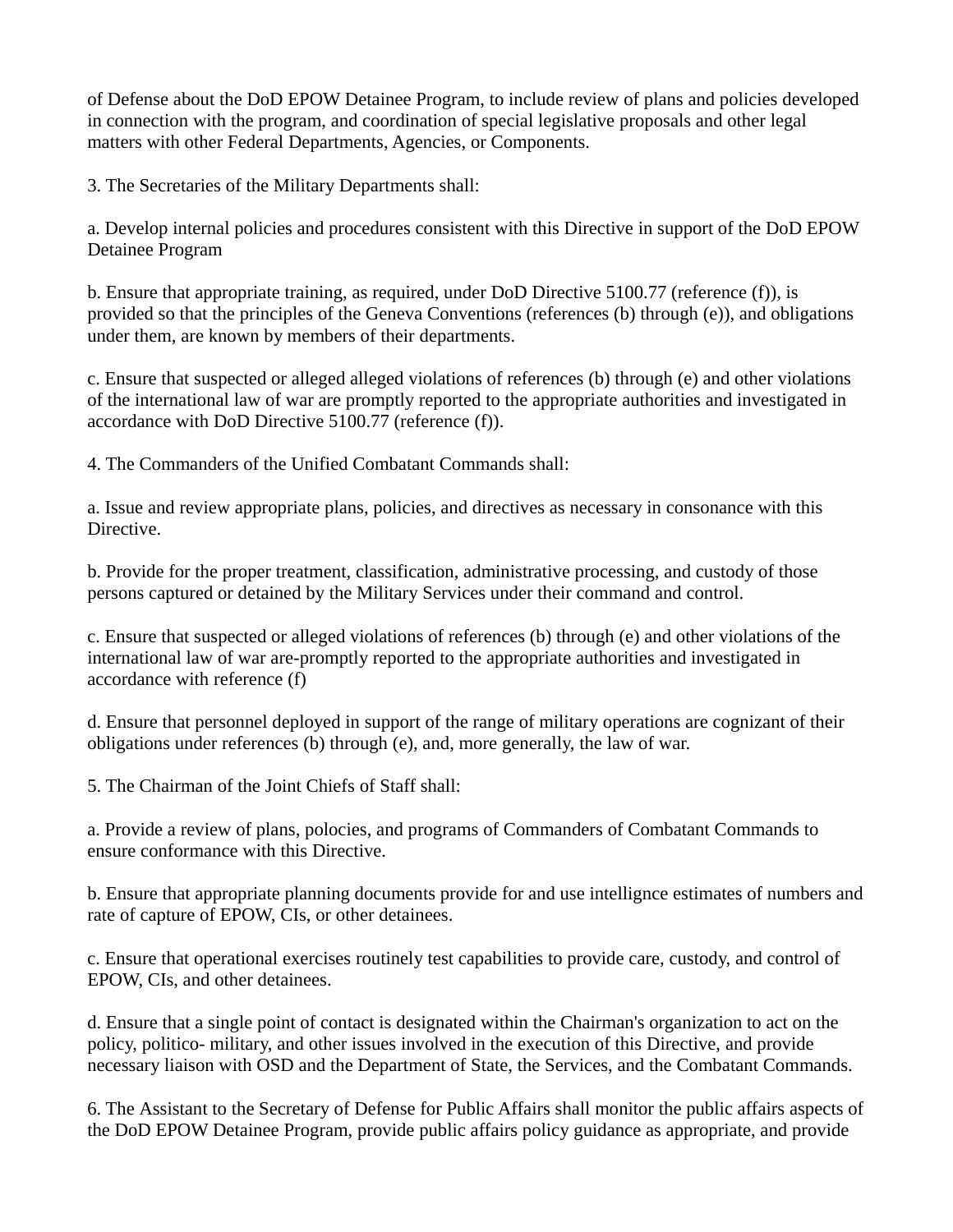of Defense about the DoD EPOW Detainee Program, to include review of plans and policies developed in connection with the program, and coordination of special legislative proposals and other legal matters with other Federal Departments, Agencies, or Components.

3. The Secretaries of the Military Departments shall:

a. Develop internal policies and procedures consistent with this Directive in support of the DoD EPOW Detainee Program

b. Ensure that appropriate training, as required, under DoD Directive 5100.77 (reference (f)), is provided so that the principles of the Geneva Conventions (references (b) through (e)), and obligations under them, are known by members of their departments.

c. Ensure that suspected or alleged alleged violations of references (b) through (e) and other violations of the international law of war are promptly reported to the appropriate authorities and investigated in accordance with DoD Directive 5100.77 (reference (f)).

4. The Commanders of the Unified Combatant Commands shall:

a. Issue and review appropriate plans, policies, and directives as necessary in consonance with this Directive.

b. Provide for the proper treatment, classification, administrative processing, and custody of those persons captured or detained by the Military Services under their command and control.

c. Ensure that suspected or alleged violations of references (b) through (e) and other violations of the international law of war are-promptly reported to the appropriate authorities and investigated in accordance with reference (f)

d. Ensure that personnel deployed in support of the range of military operations are cognizant of their obligations under references (b) through (e), and, more generally, the law of war.

5. The Chairman of the Joint Chiefs of Staff shall:

a. Provide a review of plans, polocies, and programs of Commanders of Combatant Commands to ensure conformance with this Directive.

b. Ensure that appropriate planning documents provide for and use intellignce estimates of numbers and rate of capture of EPOW, CIs, or other detainees.

c. Ensure that operational exercises routinely test capabilities to provide care, custody, and control of EPOW, CIs, and other detainees.

d. Ensure that a single point of contact is designated within the Chairman's organization to act on the policy, politico- military, and other issues involved in the execution of this Directive, and provide necessary liaison with OSD and the Department of State, the Services, and the Combatant Commands.

6. The Assistant to the Secretary of Defense for Public Affairs shall monitor the public affairs aspects of the DoD EPOW Detainee Program, provide public affairs policy guidance as appropriate, and provide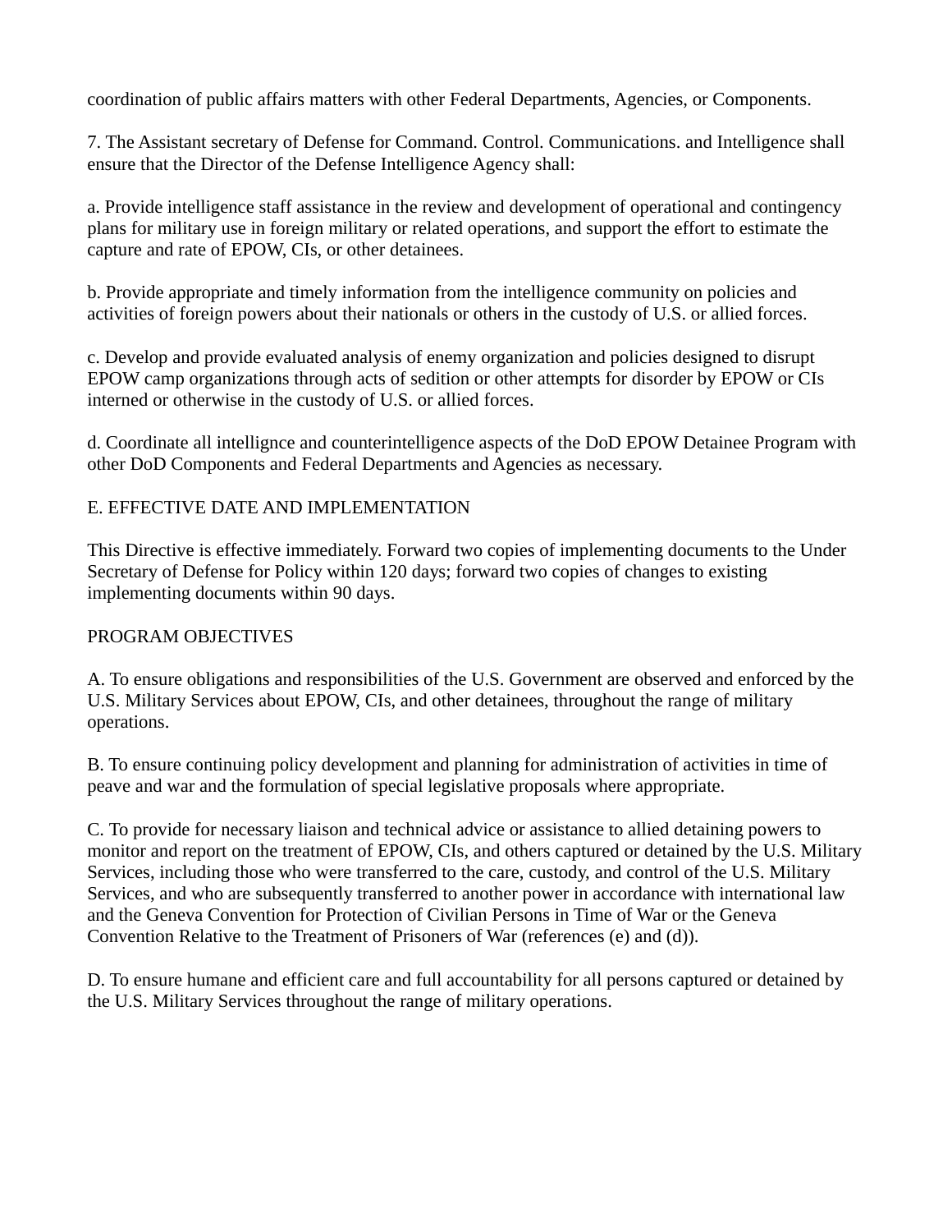coordination of public affairs matters with other Federal Departments, Agencies, or Components.

7. The Assistant secretary of Defense for Command. Control. Communications. and Intelligence shall ensure that the Director of the Defense Intelligence Agency shall:

a. Provide intelligence staff assistance in the review and development of operational and contingency plans for military use in foreign military or related operations, and support the effort to estimate the capture and rate of EPOW, CIs, or other detainees.

b. Provide appropriate and timely information from the intelligence community on policies and activities of foreign powers about their nationals or others in the custody of U.S. or allied forces.

c. Develop and provide evaluated analysis of enemy organization and policies designed to disrupt EPOW camp organizations through acts of sedition or other attempts for disorder by EPOW or CIs interned or otherwise in the custody of U.S. or allied forces.

d. Coordinate all intellignce and counterintelligence aspects of the DoD EPOW Detainee Program with other DoD Components and Federal Departments and Agencies as necessary.

## E. EFFECTIVE DATE AND IMPLEMENTATION

This Directive is effective immediately. Forward two copies of implementing documents to the Under Secretary of Defense for Policy within 120 days; forward two copies of changes to existing implementing documents within 90 days.

## PROGRAM OBJECTIVES

A. To ensure obligations and responsibilities of the U.S. Government are observed and enforced by the U.S. Military Services about EPOW, CIs, and other detainees, throughout the range of military operations.

B. To ensure continuing policy development and planning for administration of activities in time of peave and war and the formulation of special legislative proposals where appropriate.

C. To provide for necessary liaison and technical advice or assistance to allied detaining powers to monitor and report on the treatment of EPOW, CIs, and others captured or detained by the U.S. Military Services, including those who were transferred to the care, custody, and control of the U.S. Military Services, and who are subsequently transferred to another power in accordance with international law and the Geneva Convention for Protection of Civilian Persons in Time of War or the Geneva Convention Relative to the Treatment of Prisoners of War (references (e) and (d)).

D. To ensure humane and efficient care and full accountability for all persons captured or detained by the U.S. Military Services throughout the range of military operations.